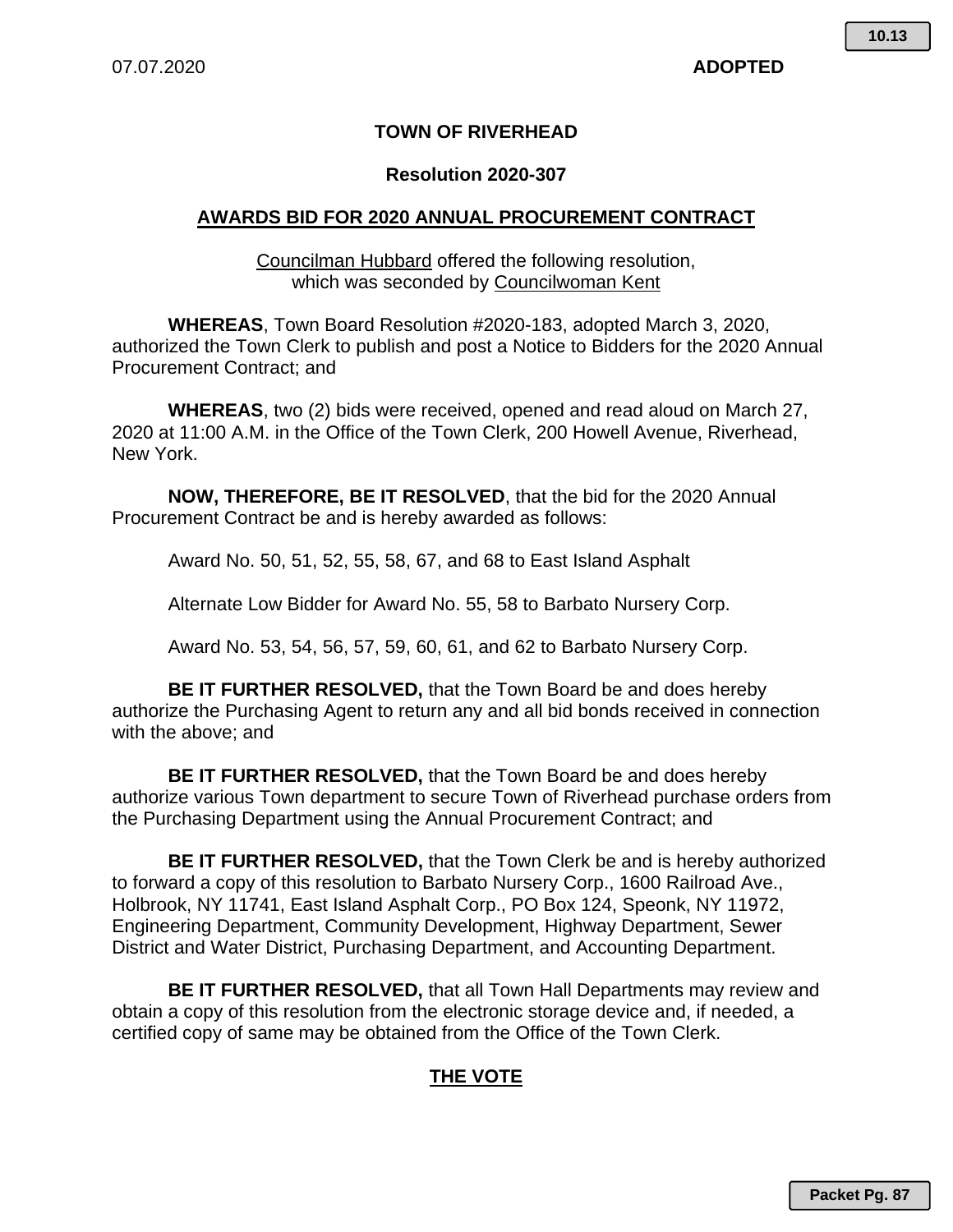07.07.2020 **ADOPTED**

**TOWN OF RIVERHEAD**

**Resolution 2020-307**

**AWARDS BID FOR 2020 ANNUAL PROCUREMENT CONTRACT**

Councilman Hubbard offered the following resolution,
which was seconded by Councilwoman Kent

**WHEREAS**, Town Board Resolution #2020-183, adopted March 3, 2020, authorized the Town Clerk to publish and post a Notice to Bidders for the 2020 Annual Procurement Contract; and

**WHEREAS**, two (2) bids were received, opened and read aloud on March 27, 2020 at 11:00 A.M. in the Office of the Town Clerk, 200 Howell Avenue, Riverhead, New York.

**NOW, THEREFORE, BE IT RESOLVED**, that the bid for the 2020 Annual Procurement Contract be and is hereby awarded as follows:

Award No. 50, 51, 52, 55, 58, 67, and 68 to East Island Asphalt

Alternate Low Bidder for Award No. 55, 58 to Barbato Nursery Corp.

Award No. 53, 54, 56, 57, 59, 60, 61, and 62 to Barbato Nursery Corp.

**BE IT FURTHER RESOLVED,** that the Town Board be and does hereby authorize the Purchasing Agent to return any and all bid bonds received in connection with the above; and

**BE IT FURTHER RESOLVED,** that the Town Board be and does hereby authorize various Town department to secure Town of Riverhead purchase orders from the Purchasing Department using the Annual Procurement Contract; and

**BE IT FURTHER RESOLVED,** that the Town Clerk be and is hereby authorized to forward a copy of this resolution to Barbato Nursery Corp., 1600 Railroad Ave., Holbrook, NY 11741, East Island Asphalt Corp., PO Box 124, Speonk, NY 11972, Engineering Department, Community Development, Highway Department, Sewer District and Water District, Purchasing Department, and Accounting Department.

**BE IT FURTHER RESOLVED,** that all Town Hall Departments may review and obtain a copy of this resolution from the electronic storage device and, if needed, a certified copy of same may be obtained from the Office of the Town Clerk.

**THE VOTE**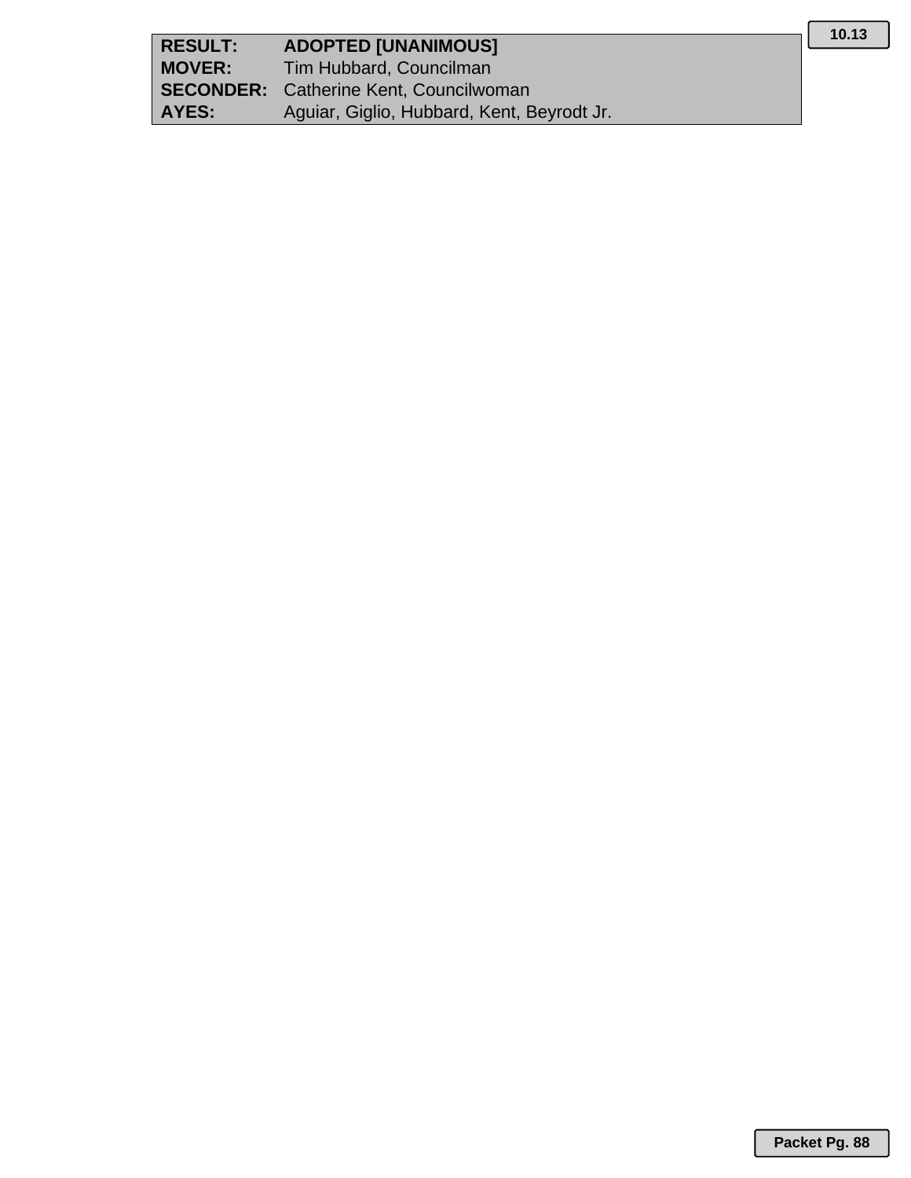| | |
|---|---|
| **RESULT:** | **ADOPTED [UNANIMOUS]** |
| **MOVER:** | Tim Hubbard, Councilman |
| **SECONDER:** | Catherine Kent, Councilwoman |
| **AYES:** | Aguiar, Giglio, Hubbard, Kent, Beyrodt Jr. |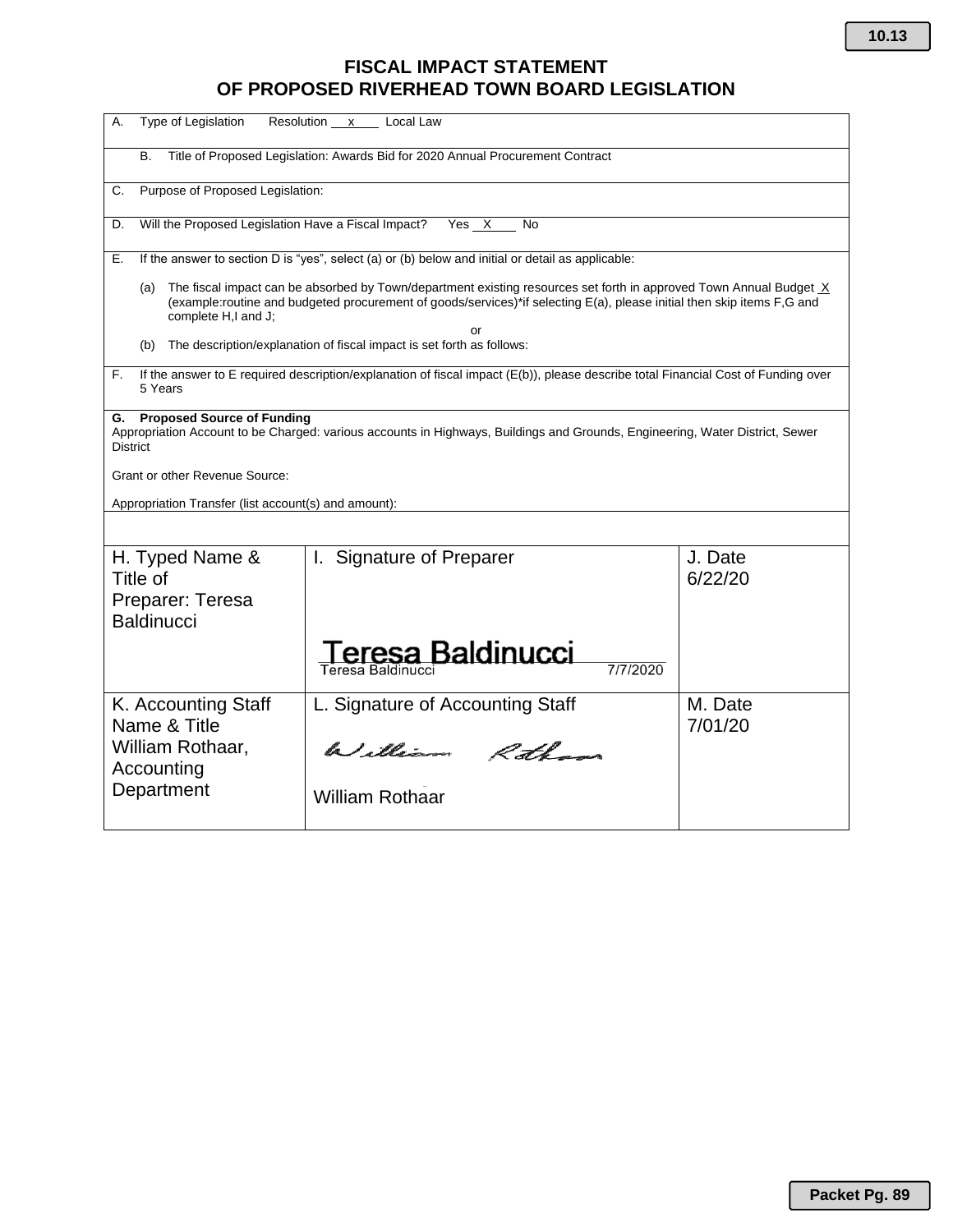# FISCAL IMPACT STATEMENT
# OF PROPOSED RIVERHEAD TOWN BOARD LEGISLATION

A. Type of Legislation  Resolution __x__  Local Law

B. Title of Proposed Legislation: Awards Bid for 2020 Annual Procurement Contract

C. Purpose of Proposed Legislation:

D. Will the Proposed Legislation Have a Fiscal Impact?  Yes __X__  No

E. If the answer to section D is "yes", select (a) or (b) below and initial or detail as applicable:

(a) The fiscal impact can be absorbed by Town/department existing resources set forth in approved Town Annual Budget _X_ (example:routine and budgeted procurement of goods/services)*if selecting E(a), please initial then skip items F,G and complete H,I and J;

or

(b) The description/explanation of fiscal impact is set forth as follows:

F. If the answer to E required description/explanation of fiscal impact (E(b)), please describe total Financial Cost of Funding over 5 Years

**G. Proposed Source of Funding**
Appropriation Account to be Charged: various accounts in Highways, Buildings and Grounds, Engineering, Water District, Sewer District

Grant or other Revenue Source:

Appropriation Transfer (list account(s) and amount):

| H. Typed Name & Title of Preparer: Teresa Baldinucci | I. Signature of Preparer<br><br>Teresa Baldinucci<br>Teresa Baldinucci 7/7/2020 | J. Date<br>6/22/20 |
|---|---|---|
| K. Accounting Staff Name & Title<br>William Rothaar, Accounting Department | L. Signature of Accounting Staff<br><br>William Rothaar<br>William Rothaar | M. Date<br>7/01/20 |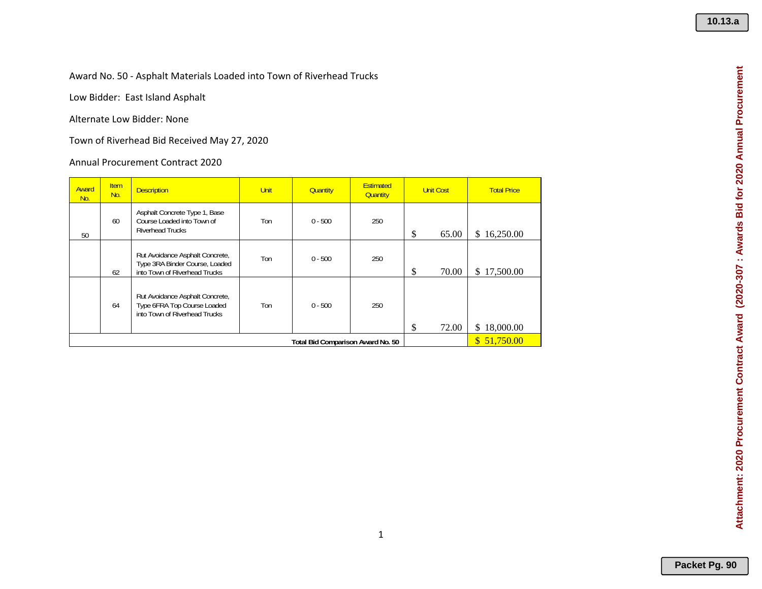Award No. 50 - Asphalt Materials Loaded into Town of Riverhead Trucks

Low Bidder: East Island Asphalt

Alternate Low Bidder: None

Town of Riverhead Bid Received May 27, 2020

Annual Procurement Contract 2020

| Award No. | Item No. | Description | Unit | Quantity | Estimated Quantity | Unit Cost | Total Price |
|---|---|---|---|---|---|---|---|
| 50 | 60 | Asphalt Concrete Type 1, Base Course Loaded into Town of Riverhead Trucks | Ton | 0 - 500 | 250 | $ 65.00 | $ 16,250.00 |
| | 62 | Rut Avoidance Asphalt Concrete, Type 3RA Binder Course, Loaded into Town of Riverhead Trucks | Ton | 0 - 500 | 250 | $ 70.00 | $ 17,500.00 |
| | 64 | Rut Avoidance Asphalt Concrete, Type 6FRA Top Course Loaded into Town of Riverhead Trucks | Ton | 0 - 500 | 250 | $ 72.00 | $ 18,000.00 |
| | | | | | **Total Bid Comparison Award No. 50** | | $ 51,750.00 |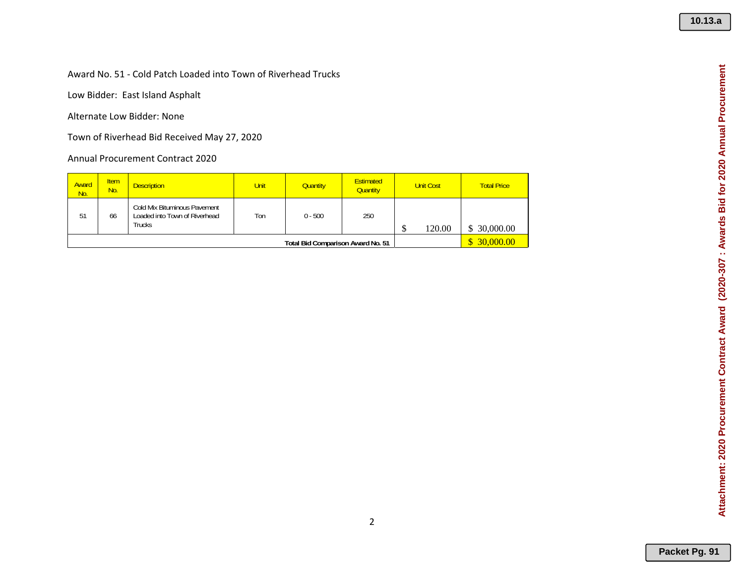Award No. 51 - Cold Patch Loaded into Town of Riverhead Trucks

Low Bidder: East Island Asphalt

Alternate Low Bidder: None

Town of Riverhead Bid Received May 27, 2020

Annual Procurement Contract 2020

| Award No. | Item No. | Description | Unit | Quantity | Estimated Quantity | Unit Cost | Total Price |
|---|---|---|---|---|---|---|---|
| 51 | 66 | Cold Mix Bituminous Pavement Loaded into Town of Riverhead Trucks | Ton | 0 - 500 | 250 | $ 120.00 | $ 30,000.00 |
| Total Bid Comparison Award No. 51 | | | | | | | $ 30,000.00 |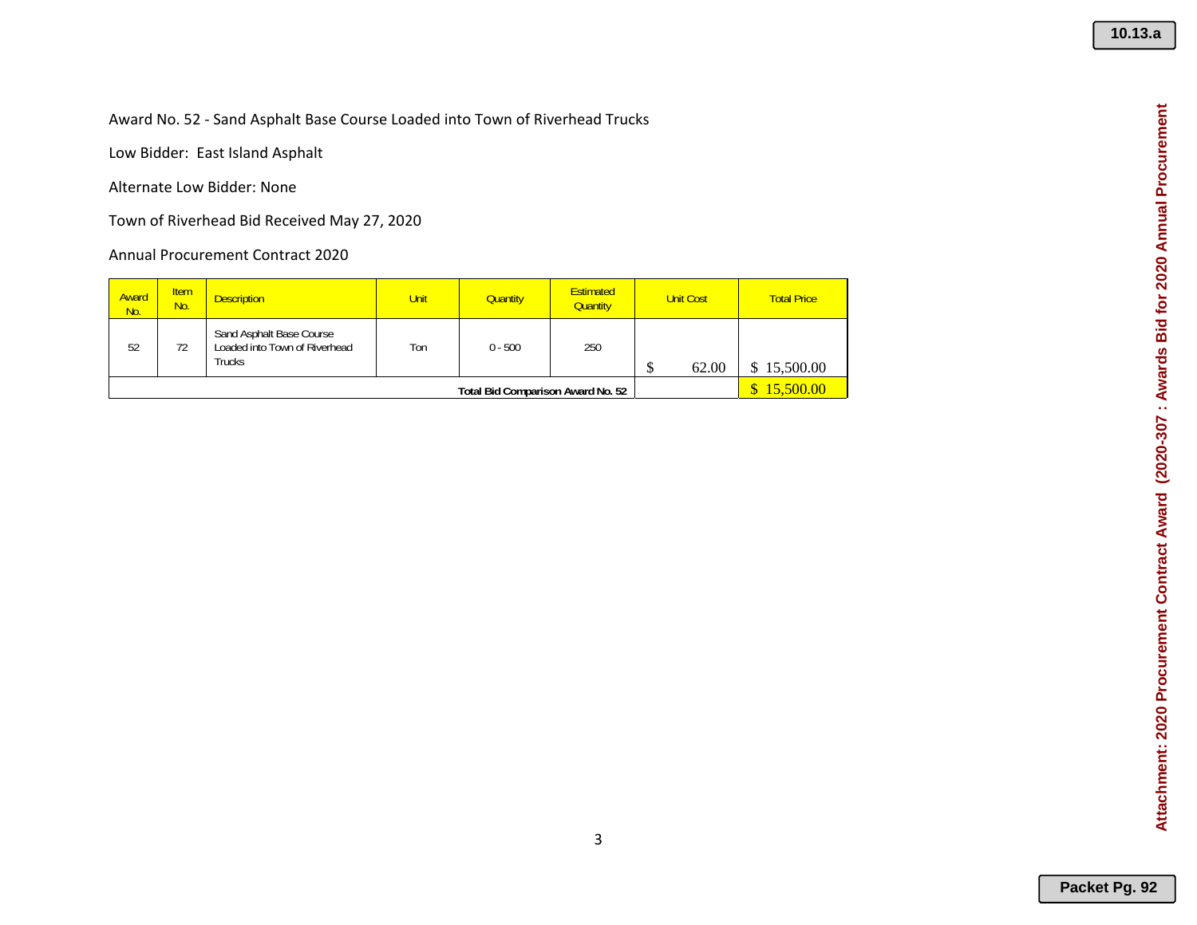Award No. 52 - Sand Asphalt Base Course Loaded into Town of Riverhead Trucks

Low Bidder: East Island Asphalt

Alternate Low Bidder: None

Town of Riverhead Bid Received May 27, 2020

Annual Procurement Contract 2020

| Award No. | Item No. | Description | Unit | Quantity | Estimated Quantity | Unit Cost | Total Price |
|---|---|---|---|---|---|---|---|
| 52 | 72 | Sand Asphalt Base Course Loaded into Town of Riverhead Trucks | Ton | 0 - 500 | 250 | $ 62.00 | $ 15,500.00 |
| **Total Bid Comparison Award No. 52** | | | | | | | $ 15,500.00 |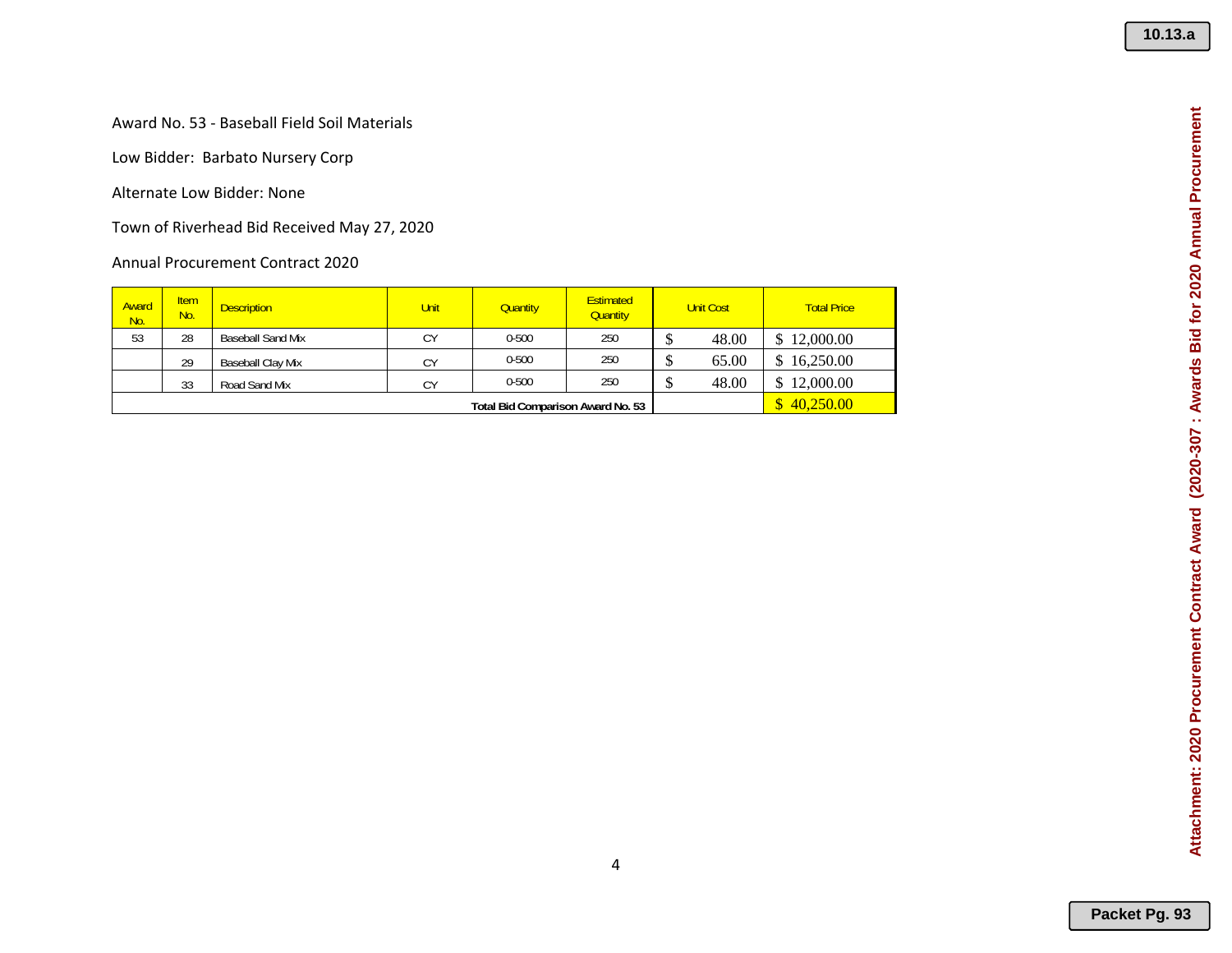Award No. 53 - Baseball Field Soil Materials

Low Bidder: Barbato Nursery Corp

Alternate Low Bidder: None

Town of Riverhead Bid Received May 27, 2020

Annual Procurement Contract 2020

| Award No. | Item No. | Description | Unit | Quantity | Estimated Quantity | Unit Cost | Total Price |
|---|---|---|---|---|---|---|---|
| 53 | 28 | Baseball Sand Mix | CY | 0-500 | 250 | $ 48.00 | $ 12,000.00 |
| | 29 | Baseball Clay Mix | CY | 0-500 | 250 | $ 65.00 | $ 16,250.00 |
| | 33 | Road Sand Mix | CY | 0-500 | 250 | $ 48.00 | $ 12,000.00 |
| | | | | | Total Bid Comparison Award No. 53 | | $ 40,250.00 |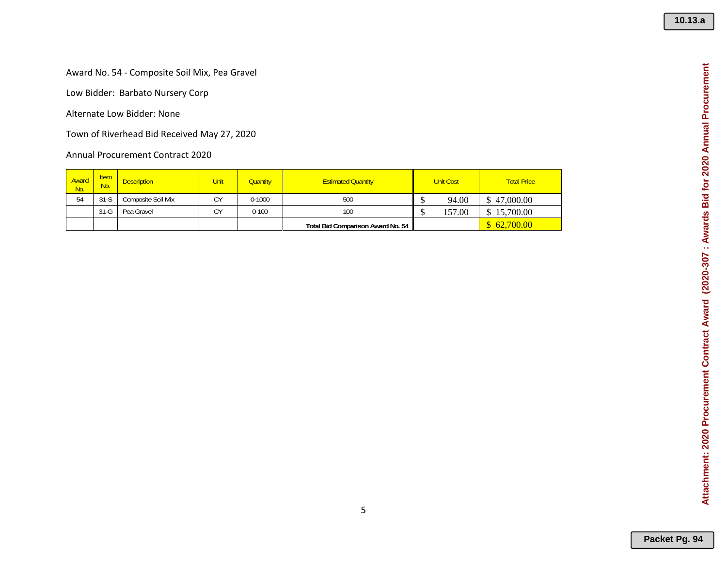Award No. 54 - Composite Soil Mix, Pea Gravel

Low Bidder: Barbato Nursery Corp

Alternate Low Bidder: None

Town of Riverhead Bid Received May 27, 2020

Annual Procurement Contract 2020

| Award No. | Item No. | Description | Unit | Quantity | Estimated Quantity | Unit Cost | Total Price |
|---|---|---|---|---|---|---|---|
| 54 | 31-S | Composite Soil Mix | CY | 0-1000 | 500 | $ 94.00 | $ 47,000.00 |
| | 31-G | Pea Gravel | CY | 0-100 | 100 | $ 157.00 | $ 15,700.00 |
| | | | | | **Total Bid Comparison Award No. 54** | | $ 62,700.00 |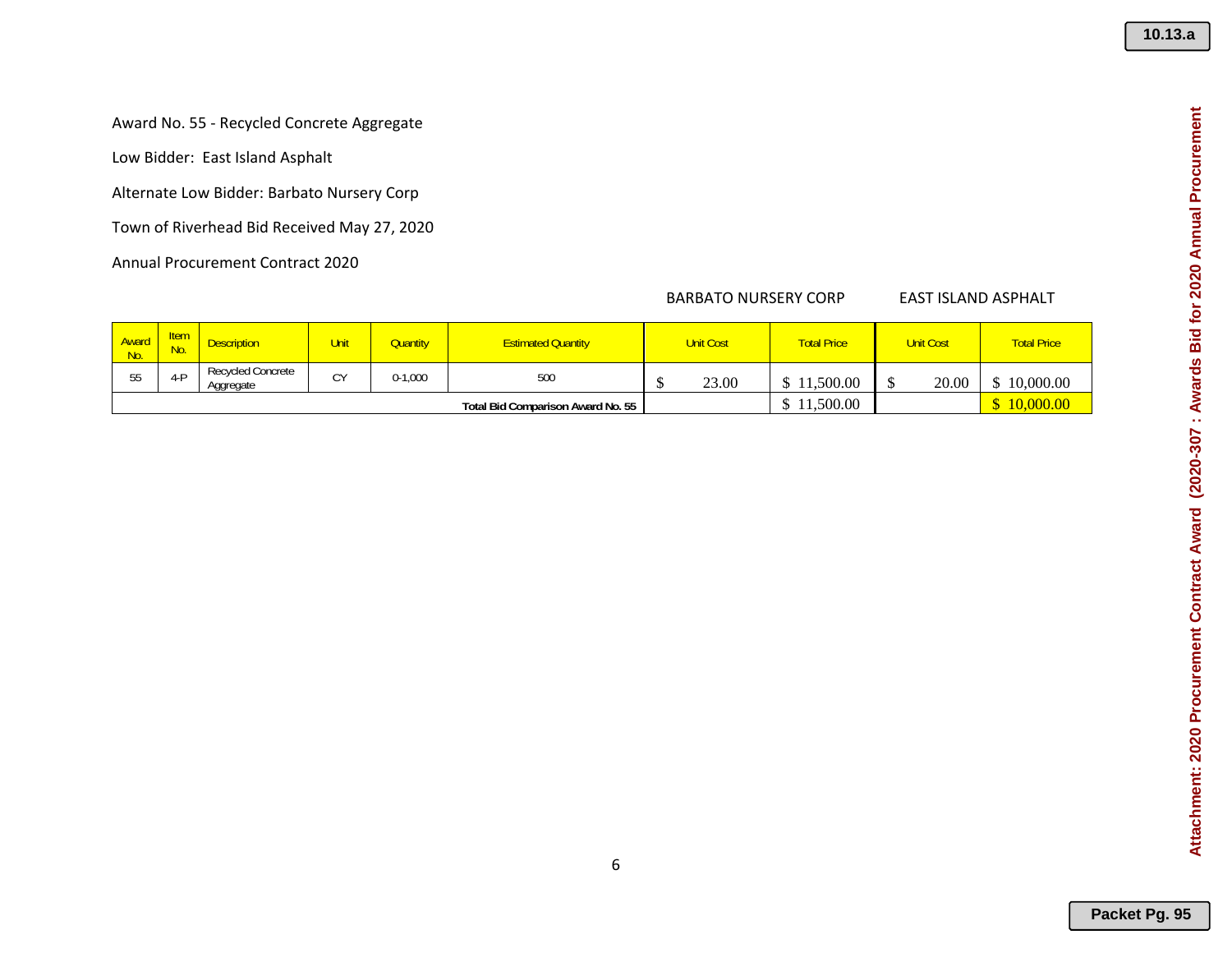Award No. 55 - Recycled Concrete Aggregate

Low Bidder: East Island Asphalt

Alternate Low Bidder: Barbato Nursery Corp

Town of Riverhead Bid Received May 27, 2020

Annual Procurement Contract 2020

| | | | | | | BARBATO NURSERY CORP | | EAST ISLAND ASPHALT | |
|---|---|---|---|---|---|---|---|---|---|
| Award No. | Item No. | Description | Unit | Quantity | Estimated Quantity | Unit Cost | Total Price | Unit Cost | Total Price |
| 55 | 4-P | Recycled Concrete Aggregate | CY | 0-1,000 | 500 | $ 23.00 | $ 11,500.00 | $ 20.00 | $ 10,000.00 |
| | | | | | **Total Bid Comparison Award No. 55** | | $ 11,500.00 | | $ 10,000.00 |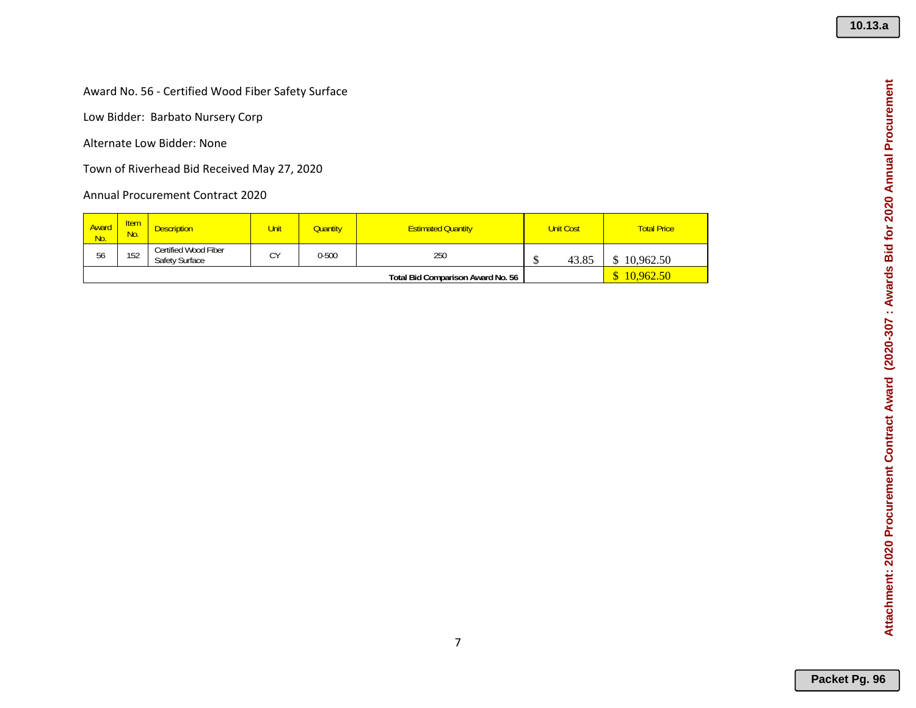Award No. 56 - Certified Wood Fiber Safety Surface

Low Bidder: Barbato Nursery Corp

Alternate Low Bidder: None

Town of Riverhead Bid Received May 27, 2020

Annual Procurement Contract 2020

| Award No. | Item No. | Description | Unit | Quantity | Estimated Quantity | Unit Cost | Total Price |
|---|---|---|---|---|---|---|---|
| 56 | 152 | Certified Wood Fiber Safety Surface | CY | 0-500 | 250 | $ 43.85 | $ 10,962.50 |
| | | | | | **Total Bid Comparison Award No. 56** | | $ 10,962.50 |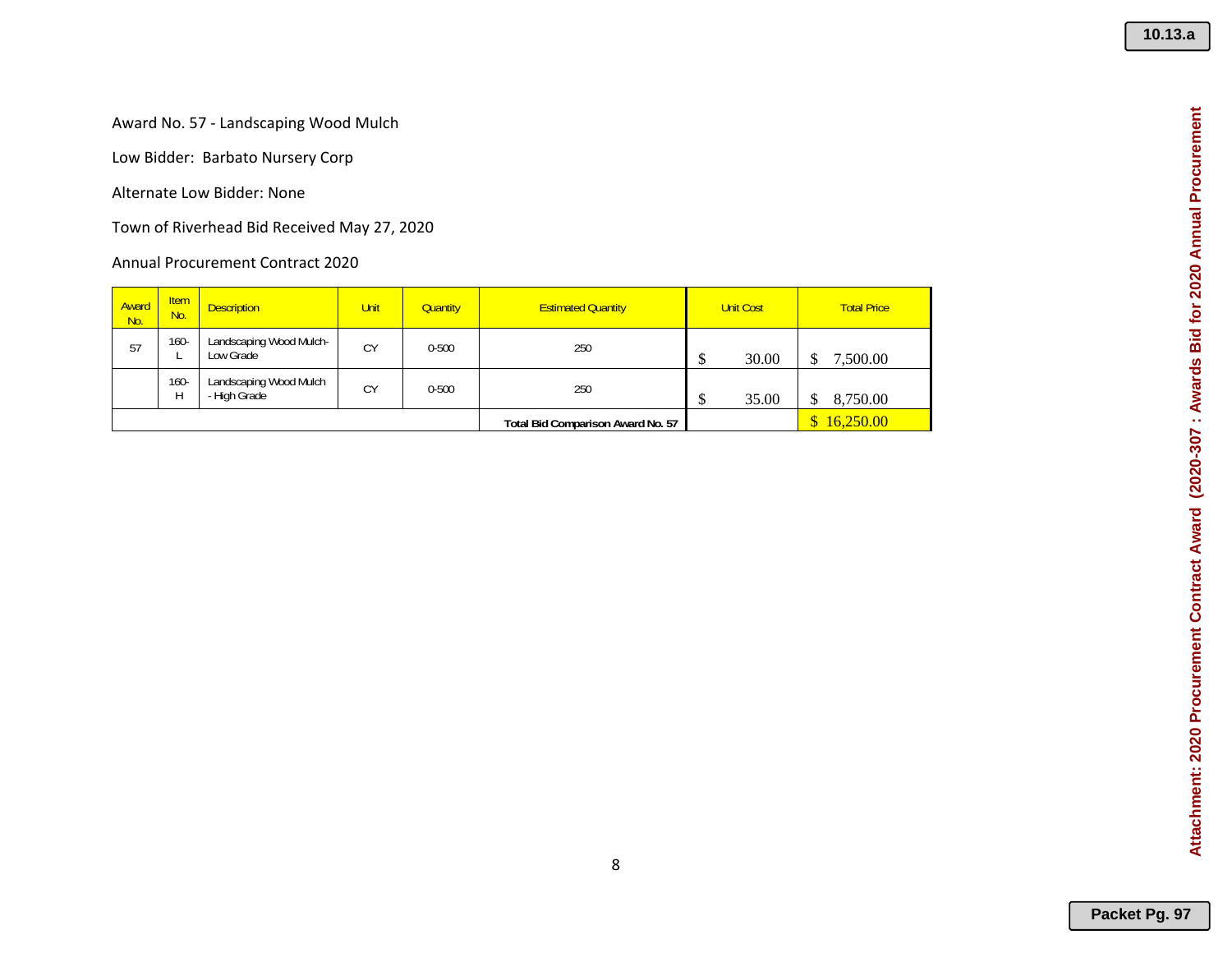Award No. 57 - Landscaping Wood Mulch

Low Bidder: Barbato Nursery Corp

Alternate Low Bidder: None

Town of Riverhead Bid Received May 27, 2020

Annual Procurement Contract 2020

| Award No. | Item No. | Description | Unit | Quantity | Estimated Quantity | Unit Cost | Total Price |
|---|---|---|---|---|---|---|---|
| 57 | 160-L | Landscaping Wood Mulch- Low Grade | CY | 0-500 | 250 | $ 30.00 | $ 7,500.00 |
| | 160-H | Landscaping Wood Mulch - High Grade | CY | 0-500 | 250 | $ 35.00 | $ 8,750.00 |
| | | | | | **Total Bid Comparison Award No. 57** | | $ 16,250.00 |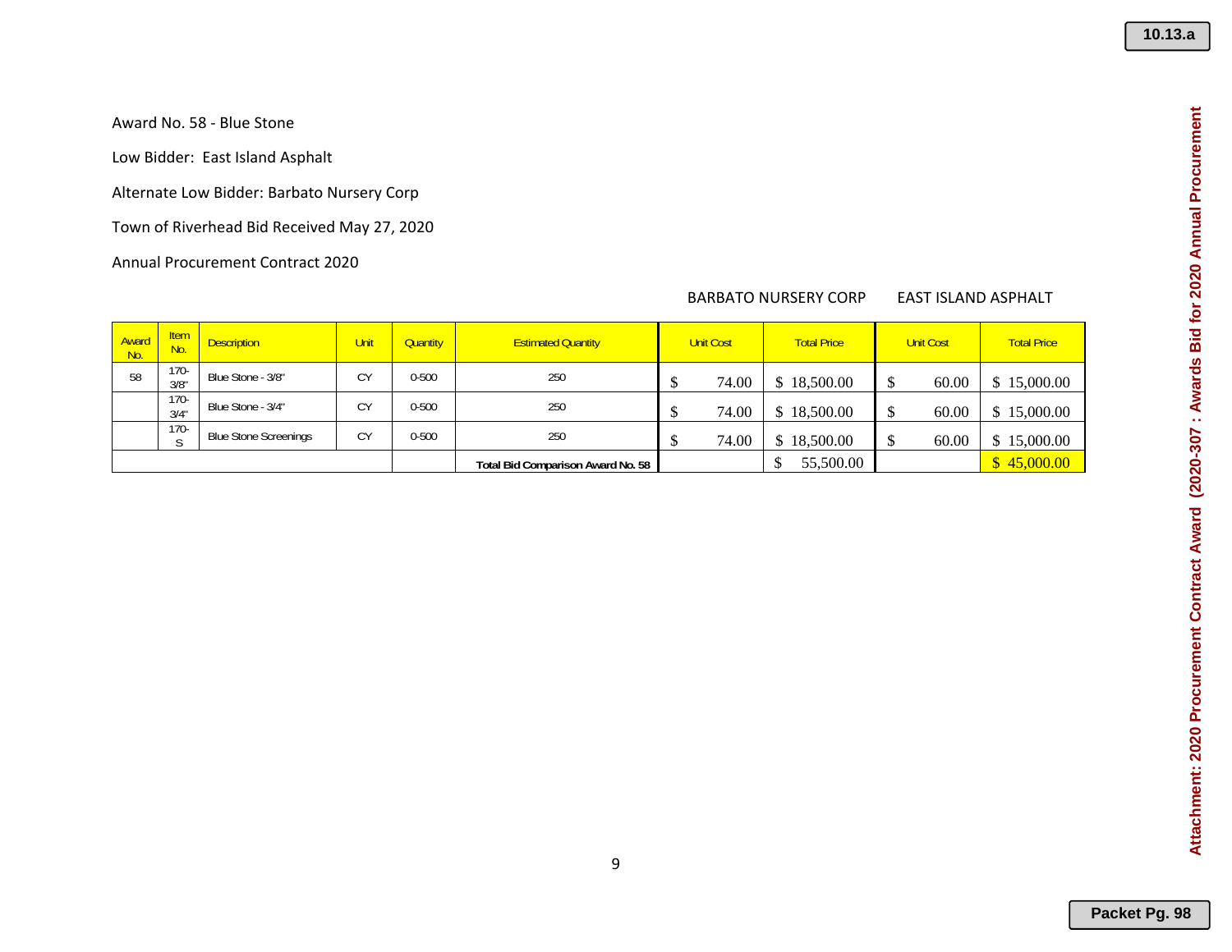Award No. 58 - Blue Stone

Low Bidder: East Island Asphalt

Alternate Low Bidder: Barbato Nursery Corp

Town of Riverhead Bid Received May 27, 2020

Annual Procurement Contract 2020

| | | | | | | BARBATO NURSERY CORP | | EAST ISLAND ASPHALT | |
|---|---|---|---|---|---|---|---|---|---|
| Award No. | Item No. | Description | Unit | Quantity | Estimated Quantity | Unit Cost | Total Price | Unit Cost | Total Price |
| 58 | 170-3/8" | Blue Stone - 3/8" | CY | 0-500 | 250 | $ 74.00 | $ 18,500.00 | $ 60.00 | $ 15,000.00 |
| | 170-3/4" | Blue Stone - 3/4" | CY | 0-500 | 250 | $ 74.00 | $ 18,500.00 | $ 60.00 | $ 15,000.00 |
| | 170-S | Blue Stone Screenings | CY | 0-500 | 250 | $ 74.00 | $ 18,500.00 | $ 60.00 | $ 15,000.00 |
| | | | | | **Total Bid Comparison Award No. 58** | | $ 55,500.00 | | $ 45,000.00 |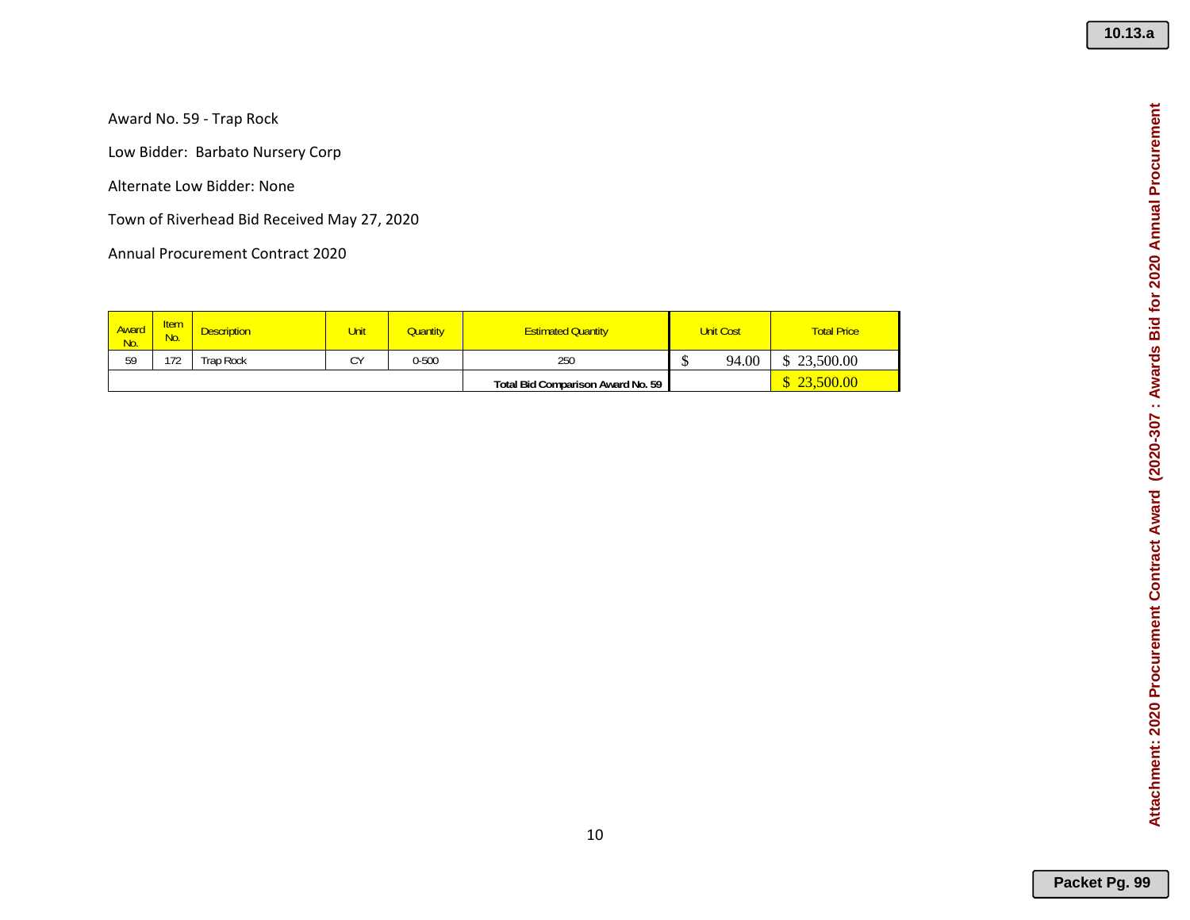Award No. 59 - Trap Rock

Low Bidder: Barbato Nursery Corp

Alternate Low Bidder: None

Town of Riverhead Bid Received May 27, 2020

Annual Procurement Contract 2020

| Award No. | Item No. | Description | Unit | Quantity | Estimated Quantity | Unit Cost | Total Price |
|---|---|---|---|---|---|---|---|
| 59 | 172 | Trap Rock | CY | 0-500 | 250 | $ 94.00 | $ 23,500.00 |
| | | | | | **Total Bid Comparison Award No. 59** | | $ 23,500.00 |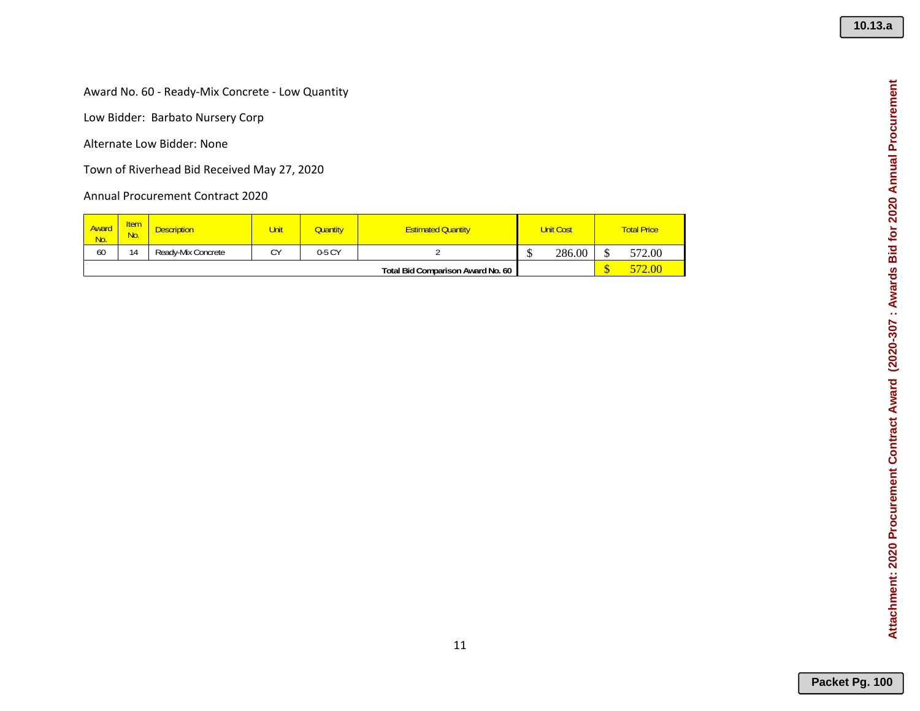Award No. 60 - Ready-Mix Concrete - Low Quantity

Low Bidder: Barbato Nursery Corp

Alternate Low Bidder: None

Town of Riverhead Bid Received May 27, 2020

Annual Procurement Contract 2020

| Award No. | Item No. | Description | Unit | Quantity | Estimated Quantity | Unit Cost | Total Price |
|---|---|---|---|---|---|---|---|
| 60 | 14 | Ready-Mix Concrete | CY | 0-5 CY | 2 | $ 286.00 | $ 572.00 |
| | | | | | **Total Bid Comparison Award No. 60** | | $ 572.00 |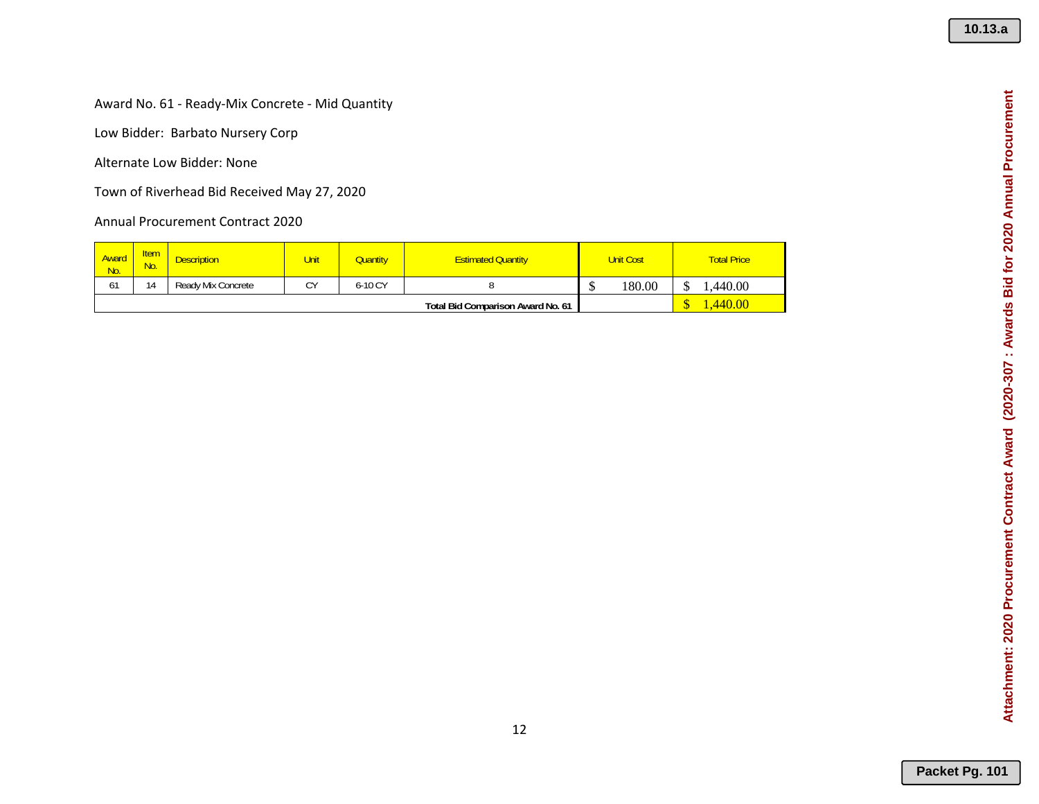Award No. 61 - Ready-Mix Concrete - Mid Quantity

Low Bidder: Barbato Nursery Corp

Alternate Low Bidder: None

Town of Riverhead Bid Received May 27, 2020

Annual Procurement Contract 2020

| Award No. | Item No. | Description | Unit | Quantity | Estimated Quantity | Unit Cost | Total Price |
|---|---|---|---|---|---|---|---|
| 61 | 14 | Ready Mix Concrete | CY | 6-10 CY | 8 | $ 180.00 | $ 1,440.00 |
| | | | | | **Total Bid Comparison Award No. 61** | | $ 1,440.00 |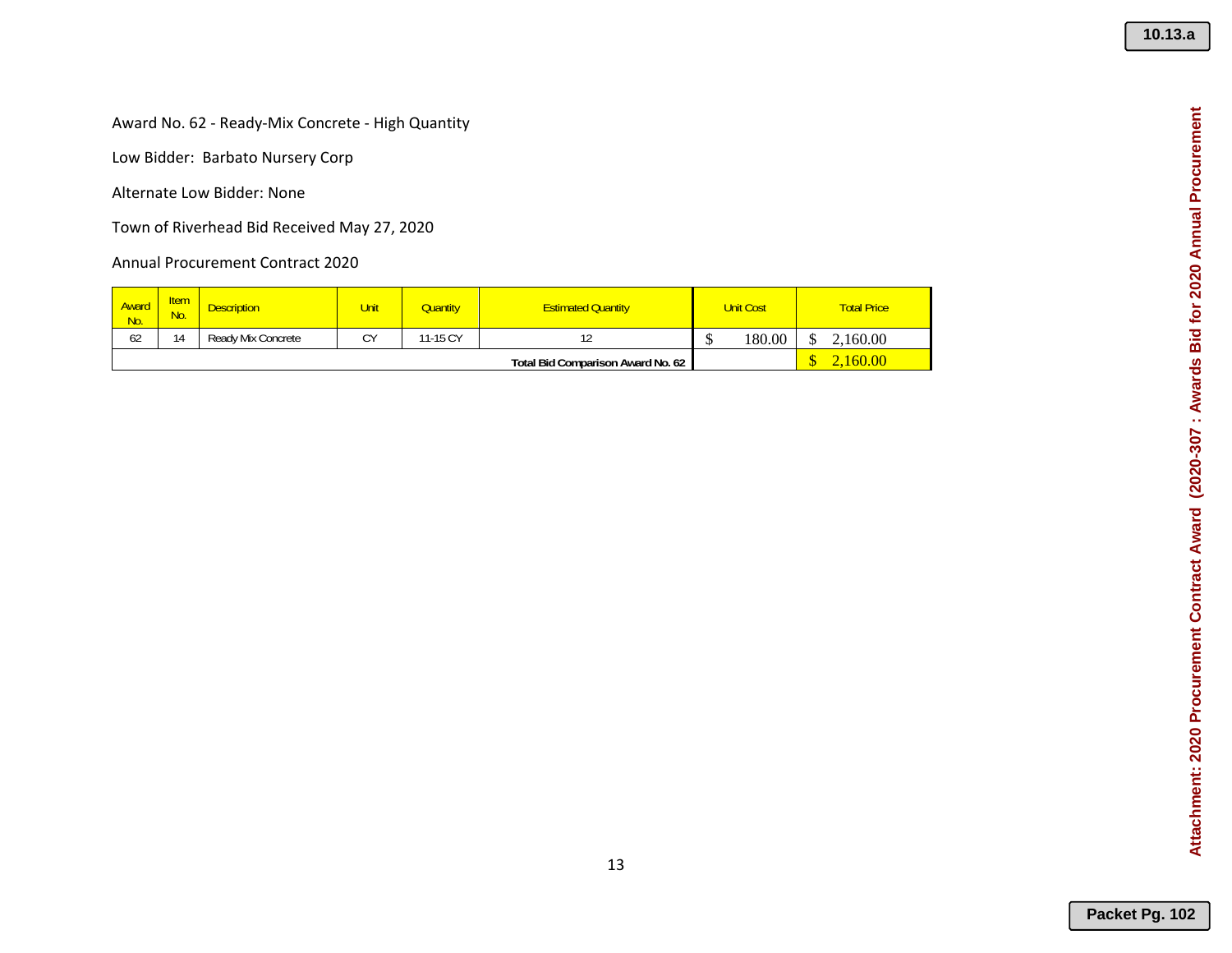Award No. 62 - Ready-Mix Concrete - High Quantity

Low Bidder: Barbato Nursery Corp

Alternate Low Bidder: None

Town of Riverhead Bid Received May 27, 2020

Annual Procurement Contract 2020

| Award No. | Item No. | Description | Unit | Quantity | Estimated Quantity | Unit Cost | Total Price |
|---|---|---|---|---|---|---|---|
| 62 | 14 | Ready Mix Concrete | CY | 11-15 CY | 12 | $ 180.00 | $ 2,160.00 |
| | | | | | **Total Bid Comparison Award No. 62** | | $ 2,160.00 |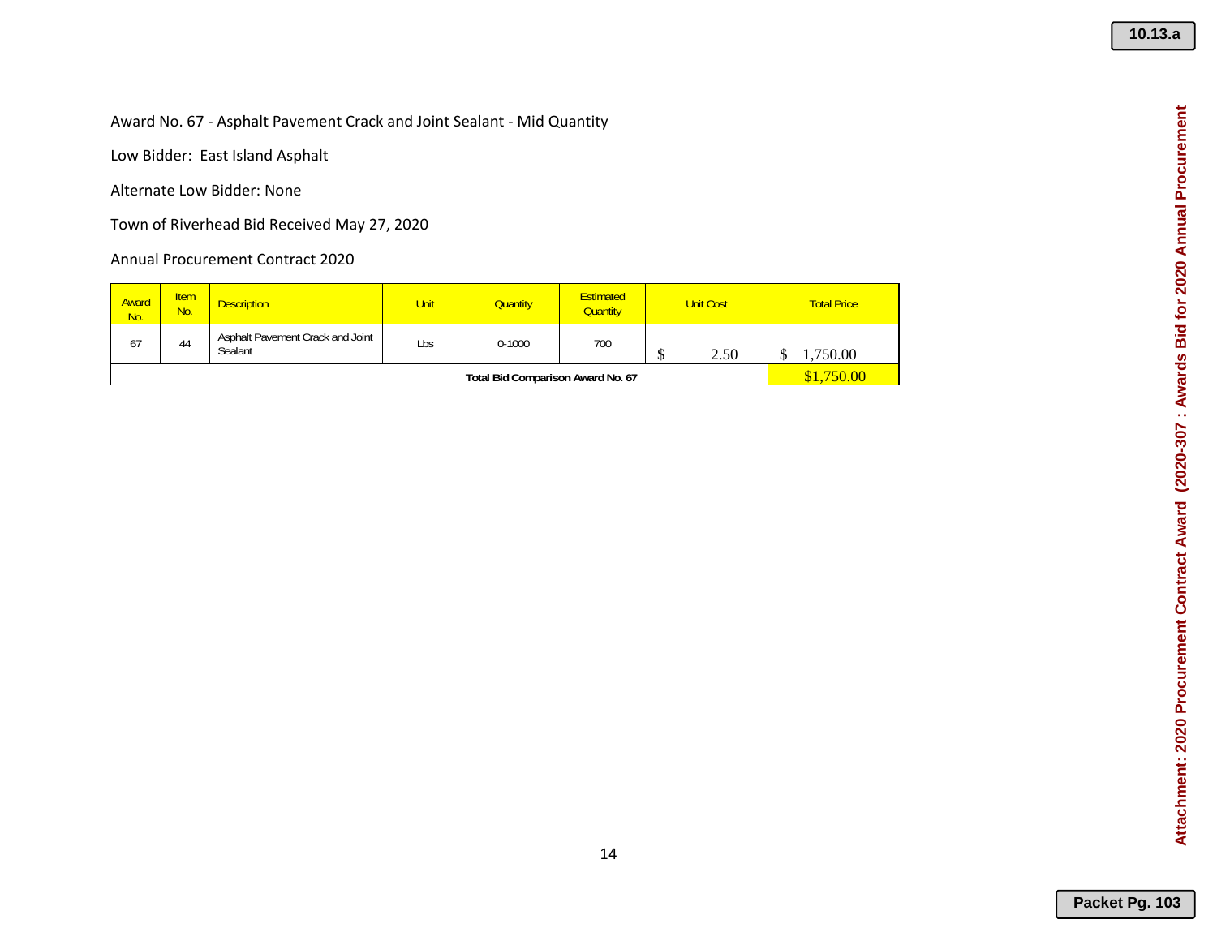Award No. 67 - Asphalt Pavement Crack and Joint Sealant - Mid Quantity

Low Bidder: East Island Asphalt

Alternate Low Bidder: None

Town of Riverhead Bid Received May 27, 2020

Annual Procurement Contract 2020

| Award No. | Item No. | Description | Unit | Quantity | Estimated Quantity | Unit Cost | Total Price |
|---|---|---|---|---|---|---|---|
| 67 | 44 | Asphalt Pavement Crack and Joint Sealant | Lbs | 0-1000 | 700 | $ 2.50 | $ 1,750.00 |
| | | | | Total Bid Comparison Award No. 67 | | | $1,750.00 |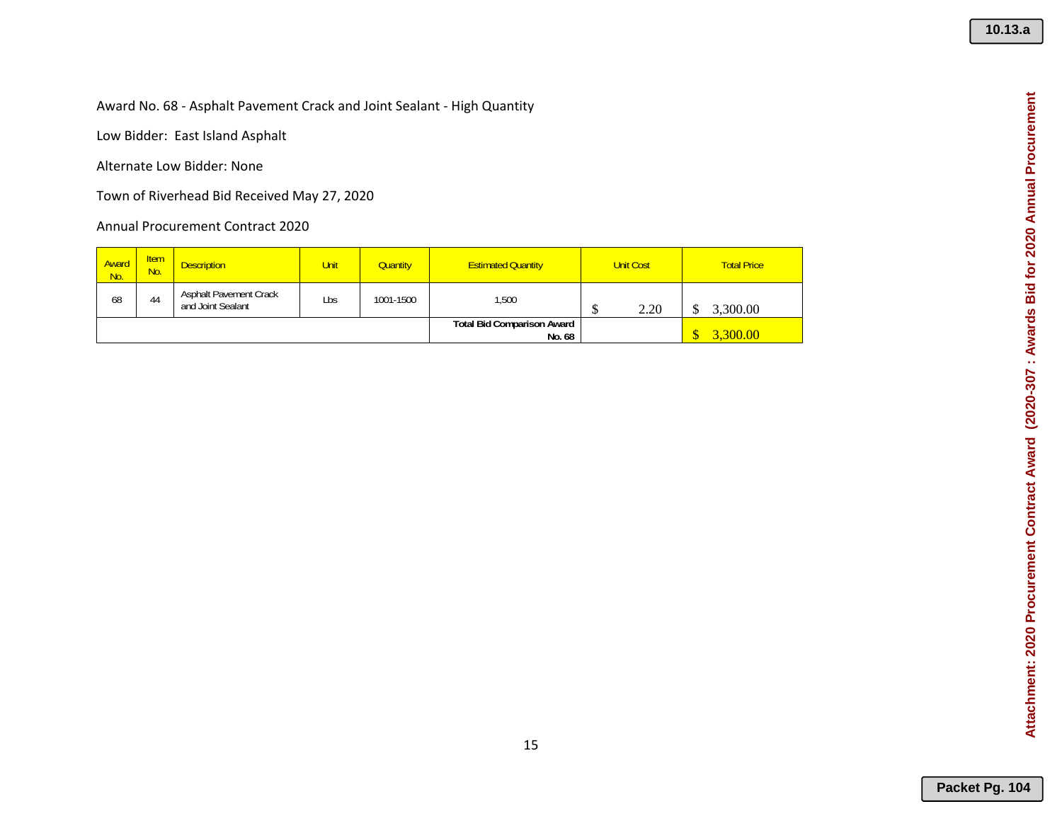Award No. 68 - Asphalt Pavement Crack and Joint Sealant - High Quantity

Low Bidder: East Island Asphalt

Alternate Low Bidder: None

Town of Riverhead Bid Received May 27, 2020

Annual Procurement Contract 2020

| Award No. | Item No. | Description | Unit | Quantity | Estimated Quantity | Unit Cost | Total Price |
|---|---|---|---|---|---|---|---|
| 68 | 44 | Asphalt Pavement Crack and Joint Sealant | Lbs | 1001-1500 | 1,500 | $ 2.20 | $ 3,300.00 |
| | | | | | **Total Bid Comparison Award No. 68** | | $ 3,300.00 |